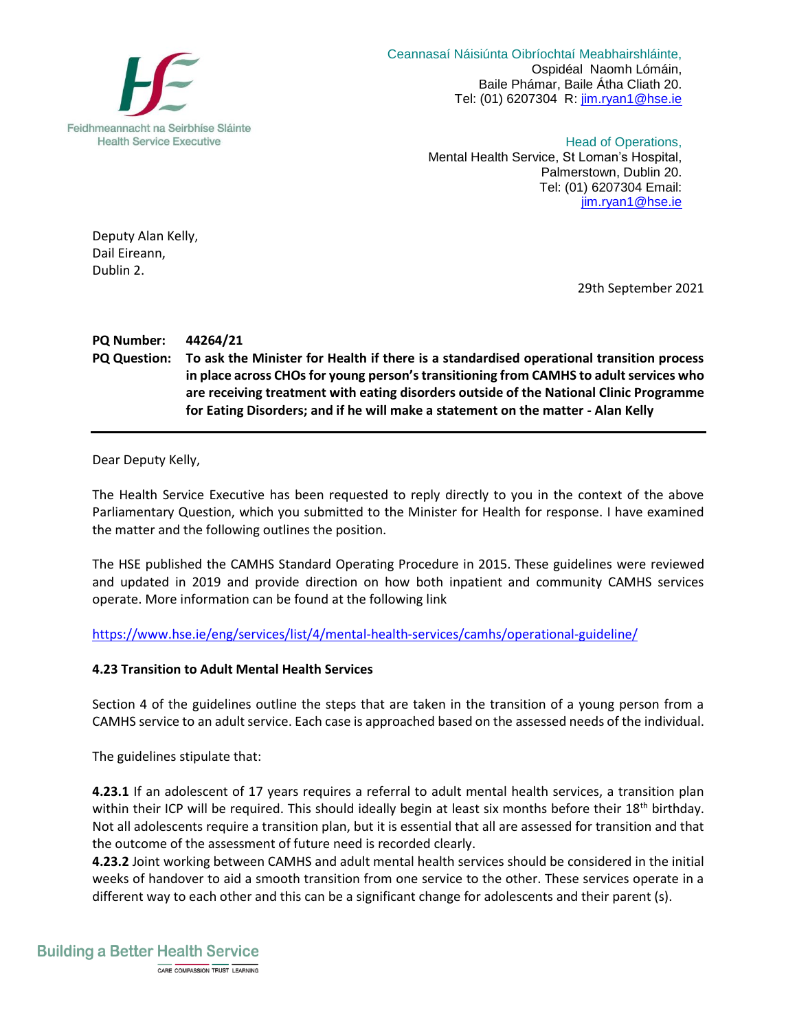Feidhmeannacht na Seirbhíse Sláinte
Health Service Executive

Ceannasaí Náisiúnta Oibríochtaí Meabhairshláinte,
Ospidéal Naomh Lómáin,
Baile Phámar, Baile Átha Cliath 20.
Tel: (01) 6207304 R: jim.ryan1@hse.ie

Head of Operations,
Mental Health Service, St Loman's Hospital,
Palmerstown, Dublin 20.
Tel: (01) 6207304 Email:
jim.ryan1@hse.ie

Deputy Alan Kelly,
Dail Eireann,
Dublin 2.

29th September 2021

**PQ Number:** **44264/21**

**PQ Question:** **To ask the Minister for Health if there is a standardised operational transition process in place across CHOs for young person's transitioning from CAMHS to adult services who are receiving treatment with eating disorders outside of the National Clinic Programme for Eating Disorders; and if he will make a statement on the matter - Alan Kelly**

---

Dear Deputy Kelly,

The Health Service Executive has been requested to reply directly to you in the context of the above Parliamentary Question, which you submitted to the Minister for Health for response. I have examined the matter and the following outlines the position.

The HSE published the CAMHS Standard Operating Procedure in 2015. These guidelines were reviewed and updated in 2019 and provide direction on how both inpatient and community CAMHS services operate. More information can be found at the following link

https://www.hse.ie/eng/services/list/4/mental-health-services/camhs/operational-guideline/

**4.23 Transition to Adult Mental Health Services**

Section 4 of the guidelines outline the steps that are taken in the transition of a young person from a CAMHS service to an adult service. Each case is approached based on the assessed needs of the individual.

The guidelines stipulate that:

**4.23.1** If an adolescent of 17 years requires a referral to adult mental health services, a transition plan within their ICP will be required. This should ideally begin at least six months before their 18th birthday. Not all adolescents require a transition plan, but it is essential that all are assessed for transition and that the outcome of the assessment of future need is recorded clearly.

**4.23.2** Joint working between CAMHS and adult mental health services should be considered in the initial weeks of handover to aid a smooth transition from one service to the other. These services operate in a different way to each other and this can be a significant change for adolescents and their parent (s).

Building a Better Health Service
CARE COMPASSION TRUST LEARNING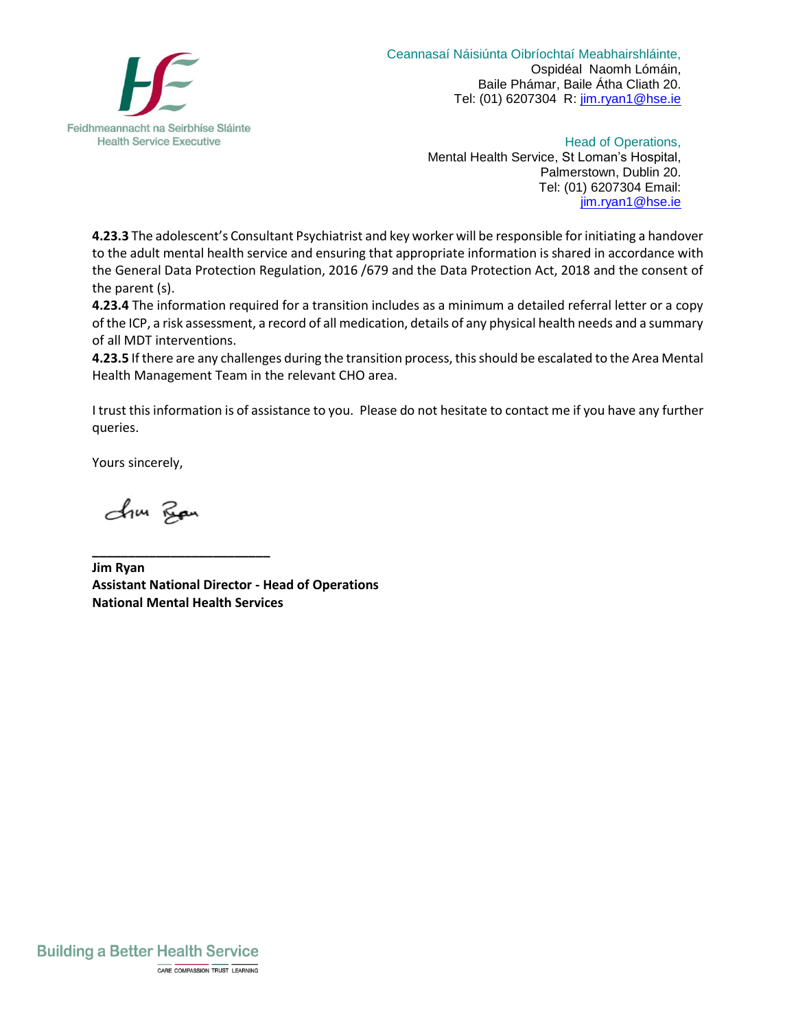Ceannasaí Náisiúnta Oibríochtaí Meabhairshláinte,
Ospidéal Naomh Lómáin,
Baile Phámar, Baile Átha Cliath 20.
Tel: (01) 6207304 R: jim.ryan1@hse.ie

Head of Operations,
Mental Health Service, St Loman's Hospital,
Palmerstown, Dublin 20.
Tel: (01) 6207304 Email:
jim.ryan1@hse.ie

**4.23.3** The adolescent's Consultant Psychiatrist and key worker will be responsible for initiating a handover to the adult mental health service and ensuring that appropriate information is shared in accordance with the General Data Protection Regulation, 2016 /679 and the Data Protection Act, 2018 and the consent of the parent (s).

**4.23.4** The information required for a transition includes as a minimum a detailed referral letter or a copy of the ICP, a risk assessment, a record of all medication, details of any physical health needs and a summary of all MDT interventions.

**4.23.5** If there are any challenges during the transition process, this should be escalated to the Area Mental Health Management Team in the relevant CHO area.

I trust this information is of assistance to you. Please do not hesitate to contact me if you have any further queries.

Yours sincerely,

\_\_\_\_\_\_\_\_\_\_\_\_\_\_\_\_\_\_\_\_\_\_\_\_\_\_

**Jim Ryan**
**Assistant National Director - Head of Operations**
**National Mental Health Services**